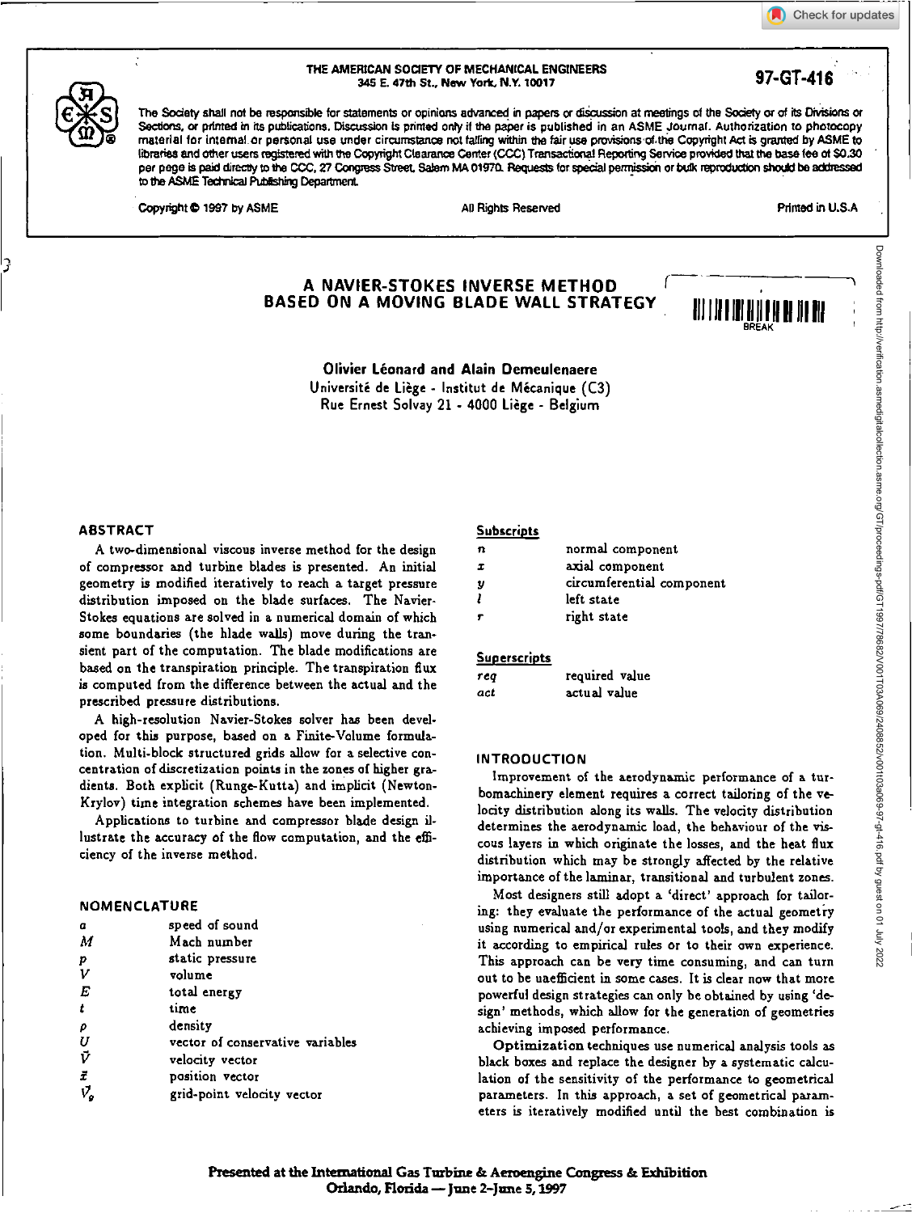THE AMERICAN SOCIETY OF MECHANICAL ENGINEERS
345 E. 47th St., New York, N.Y. 10017

97-GT-416

The Society shall not be responsible for statements or opinions advanced in papers or discussion at meetings of the Society or of its Divisions or Sections, or printed in its publications. Discussion is printed only if the paper is published in an ASME Journal. Authorization to photocopy material for internal or personal use under circumstance not falling within the fair use provisions of the Copyright Act is granted by ASME to libraries and other users registered with the Copyright Clearance Center (CCC) Transactional Reporting Service provided that the base fee of $0.30 per page is paid directly to the CCC, 27 Congress Street, Salem MA 01970. Requests for special permission or bulk reproduction should be addressed to the ASME Technical Publishing Department.

Copyright © 1997 by ASME — All Rights Reserved — Printed in U.S.A

# A NAVIER-STOKES INVERSE METHOD BASED ON A MOVING BLADE WALL STRATEGY

**Olivier Léonard and Alain Demeulenaere**
Université de Liège - Institut de Mécanique (C3)
Rue Ernest Solvay 21 - 4000 Liège - Belgium

## ABSTRACT

A two-dimensional viscous inverse method for the design of compressor and turbine blades is presented. An initial geometry is modified iteratively to reach a target pressure distribution imposed on the blade surfaces. The Navier-Stokes equations are solved in a numerical domain of which some boundaries (the blade walls) move during the transient part of the computation. The blade modifications are based on the transpiration principle. The transpiration flux is computed from the difference between the actual and the prescribed pressure distributions.

A high-resolution Navier-Stokes solver has been developed for this purpose, based on a Finite-Volume formulation. Multi-block structured grids allow for a selective concentration of discretization points in the zones of higher gradients. Both explicit (Runge-Kutta) and implicit (Newton-Krylov) time integration schemes have been implemented.

Applications to turbine and compressor blade design illustrate the accuracy of the flow computation, and the efficiency of the inverse method.

## NOMENCLATURE

| | |
|---|---|
| $a$ | speed of sound |
| $M$ | Mach number |
| $p$ | static pressure |
| $V$ | volume |
| $E$ | total energy |
| $t$ | time |
| $\rho$ | density |
| $U$ | vector of conservative variables |
| $\vec{V}$ | velocity vector |
| $\vec{x}$ | position vector |
| $\vec{V}_g$ | grid-point velocity vector |

### Subscripts

| | |
|---|---|
| $n$ | normal component |
| $x$ | axial component |
| $y$ | circumferential component |
| $l$ | left state |
| $r$ | right state |

### Superscripts

| | |
|---|---|
| $req$ | required value |
| $act$ | actual value |

## INTRODUCTION

Improvement of the aerodynamic performance of a turbomachinery element requires a correct tailoring of the velocity distribution along its walls. The velocity distribution determines the aerodynamic load, the behaviour of the viscous layers in which originate the losses, and the heat flux distribution which may be strongly affected by the relative importance of the laminar, transitional and turbulent zones.

Most designers still adopt a 'direct' approach for tailoring: they evaluate the performance of the actual geometry using numerical and/or experimental tools, and they modify it according to empirical rules or to their own experience. This approach can be very time consuming, and can turn out to be uneefficient in some cases. It is clear now that more powerful design strategies can only be obtained by using 'design' methods, which allow for the generation of geometries achieving imposed performance.

Optimization techniques use numerical analysis tools as black boxes and replace the designer by a systematic calculation of the sensitivity of the performance to geometrical parameters. In this approach, a set of geometrical parameters is iteratively modified until the best combination is

Presented at the International Gas Turbine & Aeroengine Congress & Exhibition
Orlando, Florida — June 2–June 5, 1997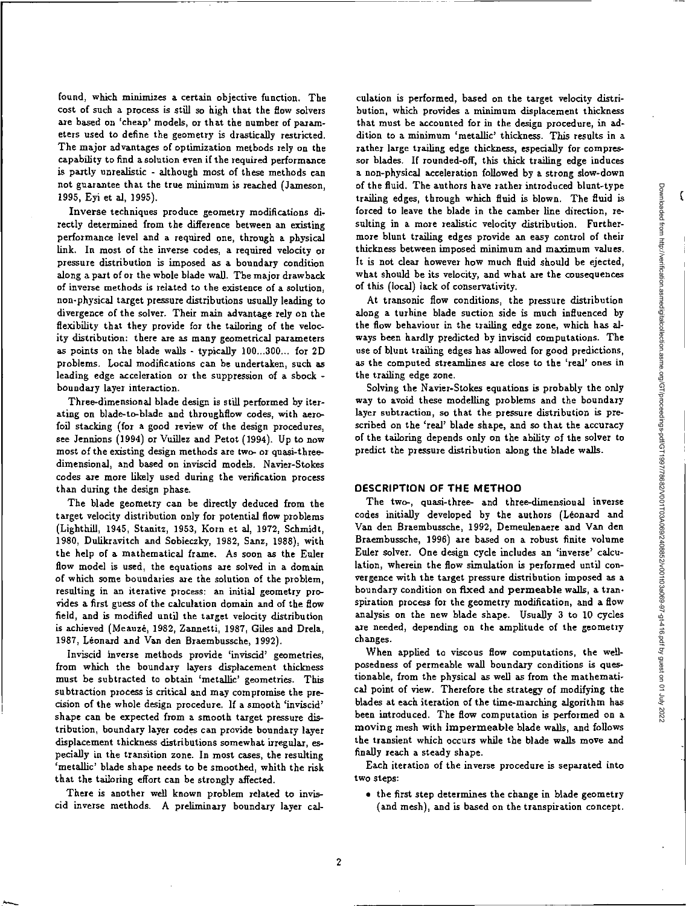found, which minimizes a certain objective function. The cost of such a process is still so high that the flow solvers are based on 'cheap' models, or that the number of parameters used to define the geometry is drastically restricted. The major advantages of optimization methods rely on the capability to find a solution even if the required performance is partly unrealistic - although most of these methods can not guarantee that the true minimum is reached (Jameson, 1995, Eyi et al, 1995).

Inverse techniques produce geometry modifications directly determined from the difference between an existing performance level and a required one, through a physical link. In most of the inverse codes, a required velocity or pressure distribution is imposed as a boundary condition along a part of or the whole blade wall. The major drawback of inverse methods is related to the existence of a solution, non-physical target pressure distributions usually leading to divergence of the solver. Their main advantage rely on the flexibility that they provide for the tailoring of the velocity distribution: there are as many geometrical parameters as points on the blade walls - typically 100...300... for 2D problems. Local modifications can be undertaken, such as leading edge acceleration or the suppression of a shock - boundary layer interaction.

Three-dimensional blade design is still performed by iterating on blade-to-blade and throughflow codes, with aerofoil stacking (for a good review of the design procedures, see Jennions (1994) or Vuillez and Petot (1994). Up to now most of the existing design methods are two- or quasi-three-dimensional, and based on inviscid models. Navier-Stokes codes are more likely used during the verification process than during the design phase.

The blade geometry can be directly deduced from the target velocity distribution only for potential flow problems (Lighthill, 1945, Stanitz, 1953, Korn et al, 1972, Schmidt, 1980, Dulikravitch and Sobieczky, 1982, Sanz, 1988), with the help of a mathematical frame. As soon as the Euler flow model is used, the equations are solved in a domain of which some boundaries are the solution of the problem, resulting in an iterative process: an initial geometry provides a first guess of the calculation domain and of the flow field, and is modified until the target velocity distribution is achieved (Meauzé, 1982, Zannetti, 1987, Giles and Drela, 1987, Léonard and Van den Braembussche, 1992).

Inviscid inverse methods provide 'inviscid' geometries, from which the boundary layers displacement thickness must be subtracted to obtain 'metallic' geometries. This subtraction process is critical and may compromise the precision of the whole design procedure. If a smooth 'inviscid' shape can be expected from a smooth target pressure distribution, boundary layer codes can provide boundary layer displacement thickness distributions somewhat irregular, especially in the transition zone. In most cases, the resulting 'metallic' blade shape needs to be smoothed, whith the risk that the tailoring effort can be strongly affected.

There is another well known problem related to inviscid inverse methods. A preliminary boundary layer calculation is performed, based on the target velocity distribution, which provides a minimum displacement thickness that must be accounted for in the design procedure, in addition to a minimum 'metallic' thickness. This results in a rather large trailing edge thickness, especially for compressor blades. If rounded-off, this thick trailing edge induces a non-physical acceleration followed by a strong slow-down of the fluid. The authors have rather introduced blunt-type trailing edges, through which fluid is blown. The fluid is forced to leave the blade in the camber line direction, resulting in a more realistic velocity distribution. Furthermore blunt trailing edges provide an easy control of their thickness between imposed minimum and maximum values. It is not clear however how much fluid should be ejected, what should be its velocity, and what are the consequences of this (local) lack of conservativity.

At transonic flow conditions, the pressure distribution along a turbine blade suction side is much influenced by the flow behaviour in the trailing edge zone, which has always been hardly predicted by inviscid computations. The use of blunt trailing edges has allowed for good predictions, as the computed streamlines are close to the 'real' ones in the trailing edge zone.

Solving the Navier-Stokes equations is probably the only way to avoid these modelling problems and the boundary layer subtraction, so that the pressure distribution is prescribed on the 'real' blade shape, and so that the accuracy of the tailoring depends only on the ability of the solver to predict the pressure distribution along the blade walls.

## DESCRIPTION OF THE METHOD

The two-, quasi-three- and three-dimensional inverse codes initially developed by the authors (Léonard and Van den Braembussche, 1992, Demeulenaere and Van den Braembussche, 1996) are based on a robust finite volume Euler solver. One design cycle includes an 'inverse' calculation, wherein the flow simulation is performed until convergence with the target pressure distribution imposed as a boundary condition on **fixed** and **permeable** walls, a transpiration process for the geometry modification, and a flow analysis on the new blade shape. Usually 3 to 10 cycles are needed, depending on the amplitude of the geometry changes.

When applied to viscous flow computations, the well-posedness of permeable wall boundary conditions is questionable, from the physical as well as from the mathematical point of view. Therefore the strategy of modifying the blades at each iteration of the time-marching algorithm has been introduced. The flow computation is performed on a **moving** mesh with **impermeable** blade walls, and follows the transient which occurs while the blade walls move and finally reach a steady shape.

Each iteration of the inverse procedure is separated into two steps:

- the first step determines the change in blade geometry (and mesh), and is based on the transpiration concept.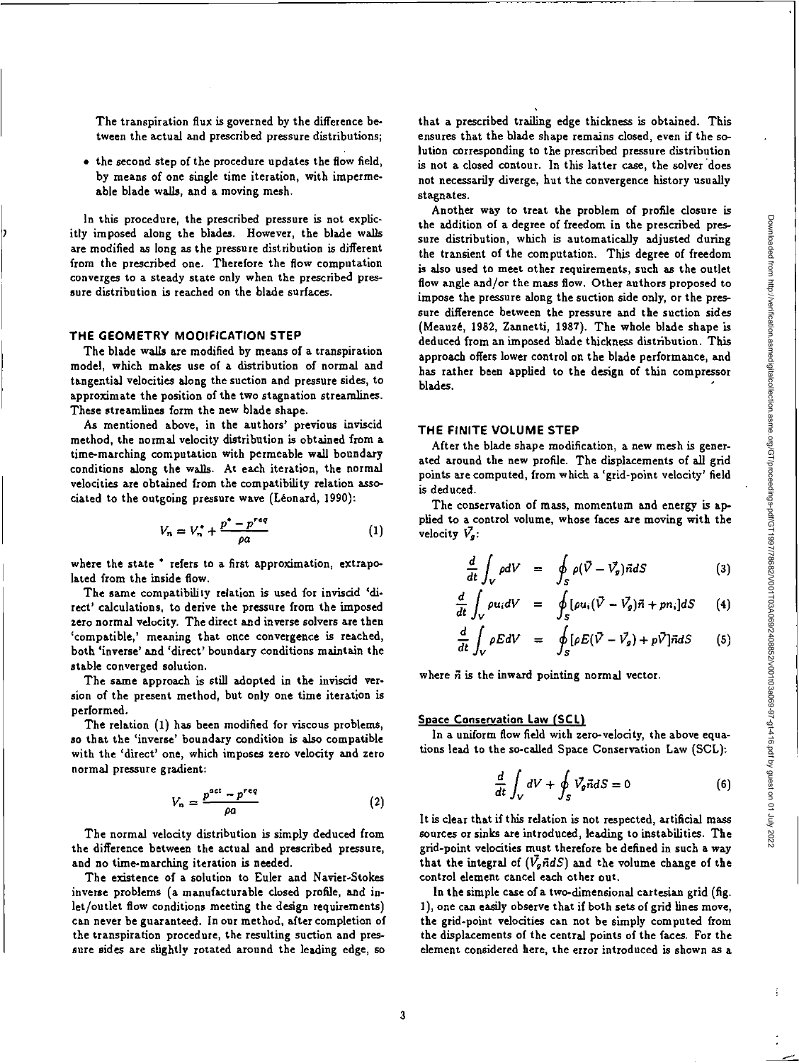The transpiration flux is governed by the difference between the actual and prescribed pressure distributions;

- the second step of the procedure updates the flow field, by means of one single time iteration, with impermeable blade walls, and a moving mesh.

In this procedure, the prescribed pressure is not explicitly imposed along the blades. However, the blade walls are modified as long as the pressure distribution is different from the prescribed one. Therefore the flow computation converges to a steady state only when the prescribed pressure distribution is reached on the blade surfaces.

## THE GEOMETRY MODIFICATION STEP

The blade walls are modified by means of a transpiration model, which makes use of a distribution of normal and tangential velocities along the suction and pressure sides, to approximate the position of the two stagnation streamlines. These streamlines form the new blade shape.

As mentioned above, in the authors' previous inviscid method, the normal velocity distribution is obtained from a time-marching computation with permeable wall boundary conditions along the walls. At each iteration, the normal velocities are obtained from the compatibility relation associated to the outgoing pressure wave (Léonard, 1990):

$$V_n = V_n^* + \frac{p^* - p^{req}}{\rho a} \tag{1}$$

where the state $^*$ refers to a first approximation, extrapolated from the inside flow.

The same compatibility relation is used for inviscid 'direct' calculations, to derive the pressure from the imposed zero normal velocity. The direct and inverse solvers are then 'compatible,' meaning that once convergence is reached, both 'inverse' and 'direct' boundary conditions maintain the stable converged solution.

The same approach is still adopted in the inviscid version of the present method, but only one time iteration is performed.

The relation (1) has been modified for viscous problems, so that the 'inverse' boundary condition is also compatible with the 'direct' one, which imposes zero velocity and zero normal pressure gradient:

$$V_n = \frac{p^{act} - p^{req}}{\rho a} \tag{2}$$

The normal velocity distribution is simply deduced from the difference between the actual and prescribed pressure, and no time-marching iteration is needed.

The existence of a solution to Euler and Navier-Stokes inverse problems (a manufacturable closed profile, and inlet/outlet flow conditions meeting the design requirements) can never be guaranteed. In our method, after completion of the transpiration procedure, the resulting suction and pressure sides are slightly rotated around the leading edge, so that a prescribed trailing edge thickness is obtained. This ensures that the blade shape remains closed, even if the solution corresponding to the prescribed pressure distribution is not a closed contour. In this latter case, the solver does not necessarily diverge, but the convergence history usually stagnates.

Another way to treat the problem of profile closure is the addition of a degree of freedom in the prescribed pressure distribution, which is automatically adjusted during the transient of the computation. This degree of freedom is also used to meet other requirements, such as the outlet flow angle and/or the mass flow. Other authors proposed to impose the pressure along the suction side only, or the pressure difference between the pressure and the suction sides (Meauzé, 1982, Zannetti, 1987). The whole blade shape is deduced from an imposed blade thickness distribution. This approach offers lower control on the blade performance, and has rather been applied to the design of thin compressor blades.

## THE FINITE VOLUME STEP

After the blade shape modification, a new mesh is generated around the new profile. The displacements of all grid points are computed, from which a 'grid-point velocity' field is deduced.

The conservation of mass, momentum and energy is applied to a control volume, whose faces are moving with the velocity $\vec{V}_g$:

$$\frac{d}{dt}\int_V \rho dV = \oint_S \rho(\vec{V} - \vec{V}_g)\vec{n}dS \tag{3}$$

$$\frac{d}{dt}\int_V \rho u_i dV = \oint_S [\rho u_i(\vec{V} - \vec{V}_g)\vec{n} + pn_i]dS \tag{4}$$

$$\frac{d}{dt}\int_V \rho E dV = \oint_S [\rho E(\vec{V} - \vec{V}_g) + p\vec{V}]\vec{n}dS \tag{5}$$

where $\vec{n}$ is the inward pointing normal vector.

### Space Conservation Law (SCL)

In a uniform flow field with zero-velocity, the above equations lead to the so-called Space Conservation Law (SCL):

$$\frac{d}{dt}\int_V dV + \oint_S \vec{V}_g \vec{n} dS = 0 \tag{6}$$

It is clear that if this relation is not respected, artificial mass sources or sinks are introduced, leading to instabilities. The grid-point velocities must therefore be defined in such a way that the integral of $(\vec{V}_g \vec{n} dS)$ and the volume change of the control element cancel each other out.

In the simple case of a two-dimensional cartesian grid (fig. 1), one can easily observe that if both sets of grid lines move, the grid-point velocities can not be simply computed from the displacements of the central points of the faces. For the element considered here, the error introduced is shown as a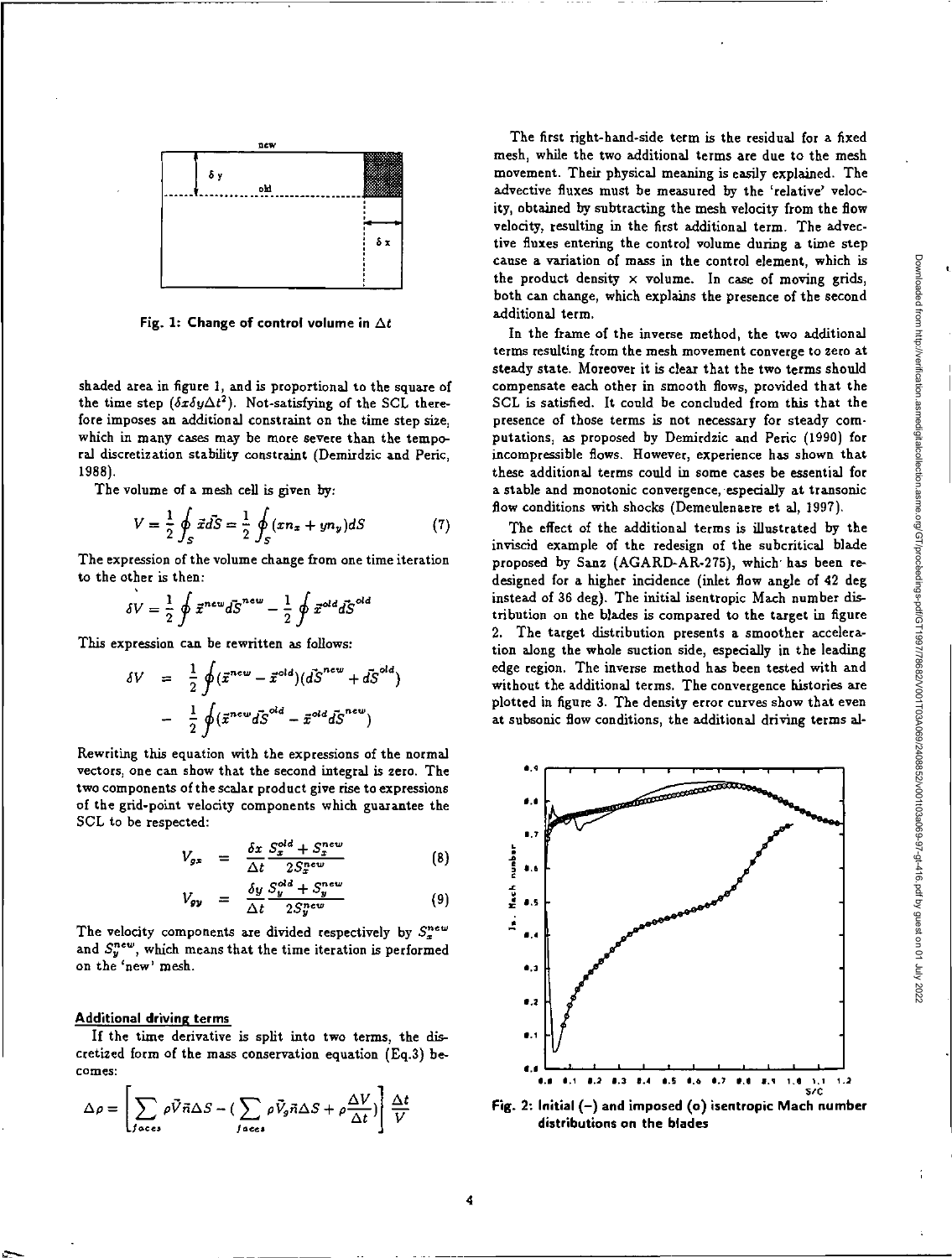Fig. 1: Change of control volume in $\Delta t$

shaded area in figure 1, and is proportional to the square of the time step ($\delta x \delta y \Delta t^2$). Not-satisfying of the SCL therefore imposes an additional constraint on the time step size, which in many cases may be more severe than the temporal discretization stability constraint (Demirdzic and Peric, 1988).

The volume of a mesh cell is given by:

$$V = \frac{1}{2}\oint_S \vec{x}d\vec{S} = \frac{1}{2}\oint_S (xn_x + yn_y)dS \tag{7}$$

The expression of the volume change from one time iteration to the other is then:

$$\delta V = \frac{1}{2}\oint \vec{x}^{new}d\vec{S}^{new} - \frac{1}{2}\oint \vec{x}^{old}d\vec{S}^{old}$$

This expression can be rewritten as follows:

$$\begin{aligned}\delta V &= \frac{1}{2}\oint(\vec{x}^{new} - \vec{x}^{old})(d\vec{S}^{new} + d\vec{S}^{old}) \\ &- \frac{1}{2}\oint(\vec{x}^{new}d\vec{S}^{old} - \vec{x}^{old}d\vec{S}^{new})\end{aligned}$$

Rewriting this equation with the expressions of the normal vectors, one can show that the second integral is zero. The two components of the scalar product give rise to expressions of the grid-point velocity components which guarantee the SCL to be respected:

$$V_{gx} = \frac{\delta x}{\Delta t}\frac{S_x^{old} + S_x^{new}}{2S_x^{new}} \tag{8}$$

$$V_{gy} = \frac{\delta y}{\Delta t}\frac{S_y^{old} + S_y^{new}}{2S_y^{new}} \tag{9}$$

The velocity components are divided respectively by $S_x^{new}$ and $S_y^{new}$, which means that the time iteration is performed on the 'new' mesh.

## Additional driving terms

If the time derivative is split into two terms, the discretized form of the mass conservation equation (Eq.3) becomes:

$$\Delta\rho = \left[\sum_{faces}\rho\vec{V}\vec{n}\Delta S - \left(\sum_{faces}\rho\vec{V}_g\vec{n}\Delta S + \rho\frac{\Delta V}{\Delta t}\right)\right]\frac{\Delta t}{V}$$

The first right-hand-side term is the residual for a fixed mesh, while the two additional terms are due to the mesh movement. Their physical meaning is easily explained. The advective fluxes must be measured by the 'relative' velocity, obtained by subtracting the mesh velocity from the flow velocity, resulting in the first additional term. The advective fluxes entering the control volume during a time step cause a variation of mass in the control element, which is the product density × volume. In case of moving grids, both can change, which explains the presence of the second additional term.

In the frame of the inverse method, the two additional terms resulting from the mesh movement converge to zero at steady state. Moreover it is clear that the two terms should compensate each other in smooth flows, provided that the SCL is satisfied. It could be concluded from this that the presence of those terms is not necessary for steady computations, as proposed by Demirdzic and Peric (1990) for incompressible flows. However, experience has shown that these additional terms could in some cases be essential for a stable and monotonic convergence, especially at transonic flow conditions with shocks (Demeulenaere et al, 1997).

The effect of the additional terms is illustrated by the inviscid example of the redesign of the subcritical blade proposed by Sanz (AGARD-AR-275), which has been redesigned for a higher incidence (inlet flow angle of 42 deg instead of 36 deg). The initial isentropic Mach number distribution on the blades is compared to the target in figure 2. The target distribution presents a smoother acceleration along the whole suction side, especially in the leading edge region. The inverse method has been tested with and without the additional terms. The convergence histories are plotted in figure 3. The density error curves show that even at subsonic flow conditions, the additional driving terms al-

Fig. 2: Initial (–) and imposed (o) isentropic Mach number distributions on the blades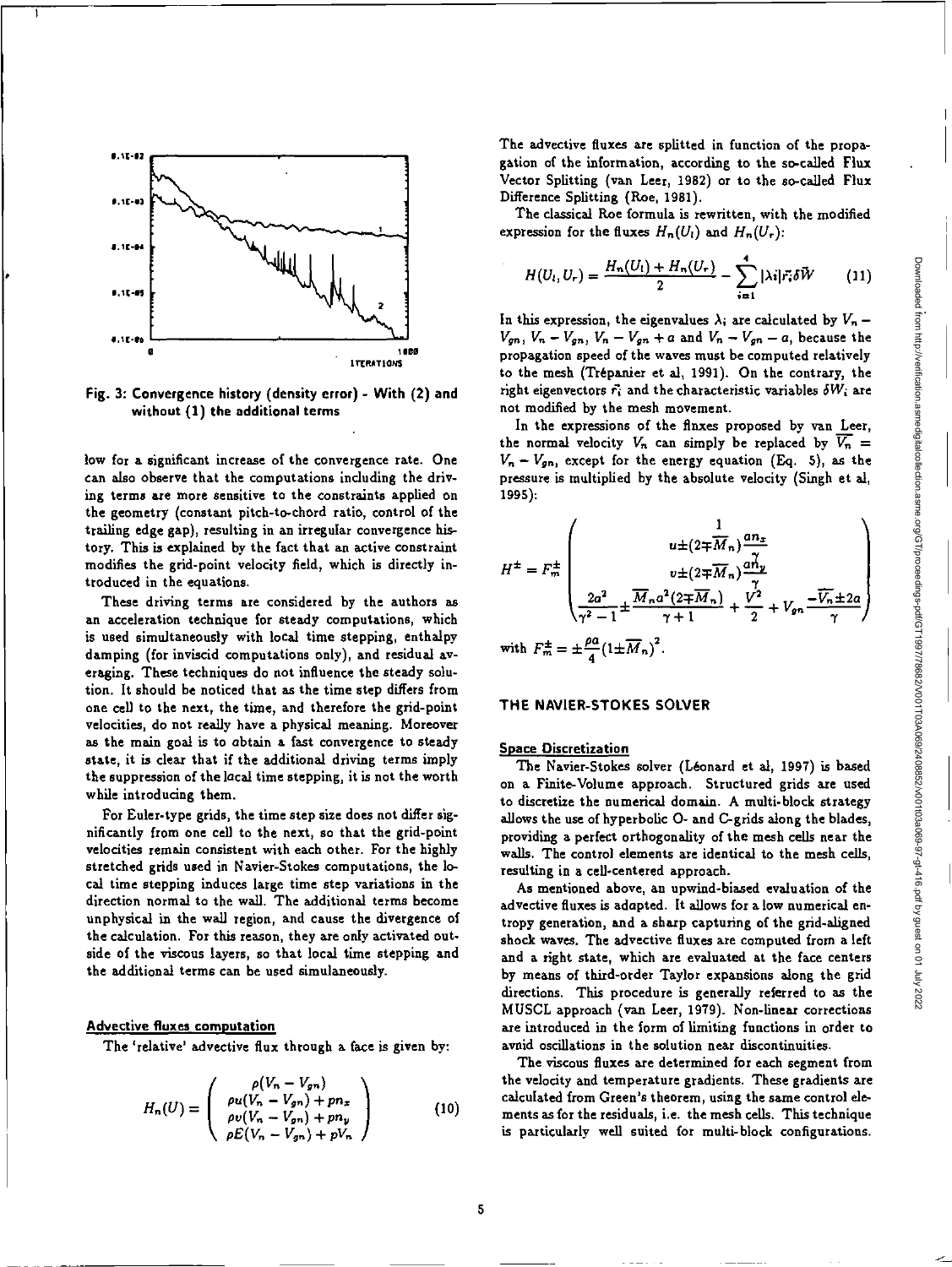Fig. 3: Convergence history (density error) - With (2) and without (1) the additional terms

low for a significant increase of the convergence rate. One can also observe that the computations including the driving terms are more sensitive to the constraints applied on the geometry (constant pitch-to-chord ratio, control of the trailing edge gap), resulting in an irregular convergence history. This is explained by the fact that an active constraint modifies the grid-point velocity field, which is directly introduced in the equations.

These driving terms are considered by the authors as an acceleration technique for steady computations, which is used simultaneously with local time stepping, enthalpy damping (for inviscid computations only), and residual averaging. These techniques do not influence the steady solution. It should be noticed that as the time step differs from one cell to the next, the time, and therefore the grid-point velocities, do not really have a physical meaning. Moreover as the main goal is to obtain a fast convergence to steady state, it is clear that if the additional driving terms imply the suppression of the local time stepping, it is not the worth while introducing them.

For Euler-type grids, the time step size does not differ significantly from one cell to the next, so that the grid-point velocities remain consistent with each other. For the highly stretched grids used in Navier-Stokes computations, the local time stepping induces large time step variations in the direction normal to the wall. The additional terms become unphysical in the wall region, and cause the divergence of the calculation. For this reason, they are only activated outside of the viscous layers, so that local time stepping and the additional terms can be used simulaneously.

### Advective fluxes computation

The 'relative' advective flux through a face is given by:

$$H_n(U) = \begin{pmatrix} \rho(V_n - V_{gn}) \\ \rho u(V_n - V_{gn}) + pn_x \\ \rho v(V_n - V_{gn}) + pn_y \\ \rho E(V_n - V_{gn}) + pV_n \end{pmatrix} \qquad (10)$$

The advective fluxes are splitted in function of the propagation of the information, according to the so-called Flux Vector Splitting (van Leer, 1982) or to the so-called Flux Difference Splitting (Roe, 1981).

The classical Roe formula is rewritten, with the modified expression for the fluxes $H_n(U_l)$ and $H_n(U_r)$:

$$H(U_l, U_r) = \frac{H_n(U_l) + H_n(U_r)}{2} - \sum_{i=1}^{4} |\lambda_i| \vec{r_i} \delta \vec{W} \qquad (11)$$

In this expression, the eigenvalues $\lambda_i$ are calculated by $V_n - V_{gn}$, $V_n - V_{gn}$, $V_n - V_{gn} + a$ and $V_n - V_{gn} - a$, because the propagation speed of the waves must be computed relatively to the mesh (Trépanier et al, 1991). On the contrary, the right eigenvectors $\vec{r_i}$ and the characteristic variables $\delta W_i$ are not modified by the mesh movement.

In the expressions of the fluxes proposed by van Leer, the normal velocity $V_n$ can simply be replaced by $\overline{V_n} = V_n - V_{gn}$, except for the energy equation (Eq. 5), as the pressure is multiplied by the absolute velocity (Singh et al, 1995):

$$H^{\pm} = F_m^{\pm} \begin{pmatrix} 1 \\ u \pm (2 \mp \overline{M}_n) \frac{a n_x}{\gamma} \\ v \pm (2 \mp \overline{M}_n) \frac{a n_y}{\gamma} \\ \frac{2a^2}{\gamma^2 - 1} \pm \frac{\overline{M}_n a^2 (2 \mp \overline{M}_n)}{\gamma + 1} + \frac{V^2}{2} + V_{gn} \frac{-\overline{V_n} \pm 2a}{\gamma} \end{pmatrix}$$

with $F_m^{\pm} = \pm \frac{\rho a}{4} (1 \pm \overline{M}_n)^2$.

## THE NAVIER-STOKES SOLVER

### Space Discretization

The Navier-Stokes solver (Léonard et al, 1997) is based on a Finite-Volume approach. Structured grids are used to discretize the numerical domain. A multi-block strategy allows the use of hyperbolic O- and C-grids along the blades, providing a perfect orthogonality of the mesh cells near the walls. The control elements are identical to the mesh cells, resulting in a cell-centered approach.

As mentioned above, an upwind-biased evaluation of the advective fluxes is adopted. It allows for a low numerical entropy generation, and a sharp capturing of the grid-aligned shock waves. The advective fluxes are computed from a left and a right state, which are evaluated at the face centers by means of third-order Taylor expansions along the grid directions. This procedure is generally referred to as the MUSCL approach (van Leer, 1979). Non-linear corrections are introduced in the form of limiting functions in order to avoid oscillations in the solution near discontinuities.

The viscous fluxes are determined for each segment from the velocity and temperature gradients. These gradients are calculated from Green's theorem, using the same control elements as for the residuals, i.e. the mesh cells. This technique is particularly well suited for multi-block configurations.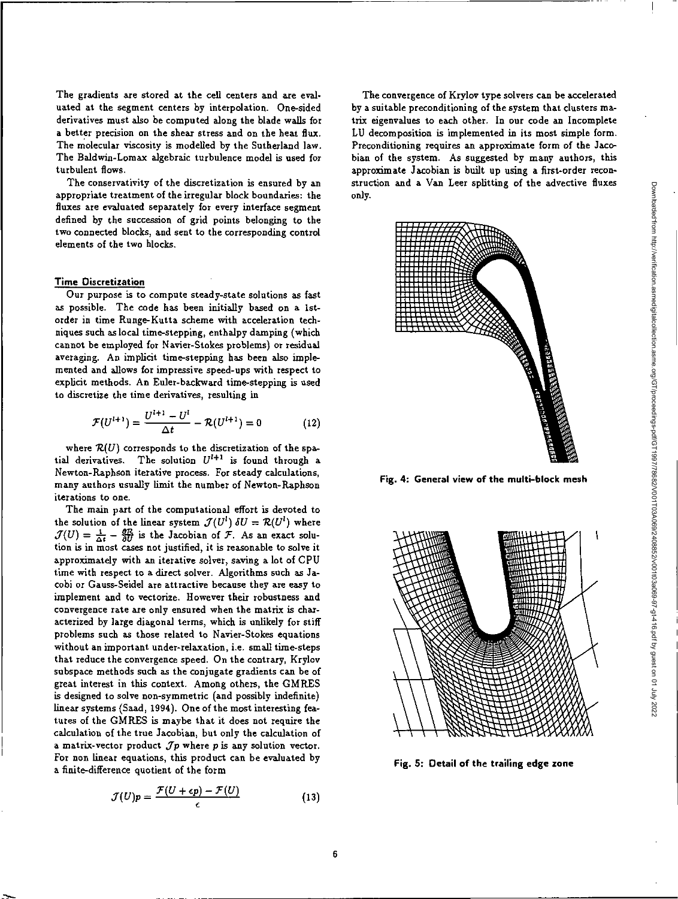The gradients are stored at the cell centers and are evaluated at the segment centers by interpolation. One-sided derivatives must also be computed along the blade walls for a better precision on the shear stress and on the heat flux. The molecular viscosity is modelled by the Sutherland law. The Baldwin-Lomax algebraic turbulence model is used for turbulent flows.

The conservativity of the discretization is ensured by an appropriate treatment of the irregular block boundaries: the fluxes are evaluated separately for every interface segment defined by the succession of grid points belonging to the two connected blocks, and sent to the corresponding control elements of the two blocks.

### Time Discretization

Our purpose is to compute steady-state solutions as fast as possible. The code has been initially based on a 1st-order in time Runge-Kutta scheme with acceleration techniques such as local time-stepping, enthalpy damping (which cannot be employed for Navier-Stokes problems) or residual averaging. An implicit time-stepping has been also implemented and allows for impressive speed-ups with respect to explicit methods. An Euler-backward time-stepping is used to discretize the time derivatives, resulting in

$$\mathcal{F}(U^{l+1}) = \frac{U^{l+1} - U^{l}}{\Delta t} - \mathcal{R}(U^{l+1}) = 0 \qquad (12)$$

where $\mathcal{R}(U)$ corresponds to the discretization of the spatial derivatives. The solution $U^{l+1}$ is found through a Newton-Raphson iterative process. For steady calculations, many authors usually limit the number of Newton-Raphson iterations to one.

The main part of the computational effort is devoted to the solution of the linear system $\mathcal{J}(U^l)\,\delta U = \mathcal{R}(U^l)$ where $\mathcal{J}(U) = \frac{1}{\Delta t} - \frac{\partial \mathcal{R}}{\partial U}$ is the Jacobian of $\mathcal{F}$. As an exact solution is in most cases not justified, it is reasonable to solve it approximately with an iterative solver, saving a lot of CPU time with respect to a direct solver. Algorithms such as Jacobi or Gauss-Seidel are attractive because they are easy to implement and to vectorize. However their robustness and convergence rate are only ensured when the matrix is characterized by large diagonal terms, which is unlikely for stiff problems such as those related to Navier-Stokes equations without an important under-relaxation, i.e. small time-steps that reduce the convergence speed. On the contrary, Krylov subspace methods such as the conjugate gradients can be of great interest in this context. Among others, the GMRES is designed to solve non-symmetric (and possibly indefinite) linear systems (Saad, 1994). One of the most interesting features of the GMRES is maybe that it does not require the calculation of the true Jacobian, but only the calculation of a matrix-vector product $\mathcal{J}p$ where $p$ is any solution vector. For non linear equations, this product can be evaluated by a finite-difference quotient of the form

$$\mathcal{J}(U)p = \frac{\mathcal{F}(U + \epsilon p) - \mathcal{F}(U)}{\epsilon} \qquad (13)$$

The convergence of Krylov type solvers can be accelerated by a suitable preconditioning of the system that clusters matrix eigenvalues to each other. In our code an Incomplete LU decomposition is implemented in its most simple form. Preconditioning requires an approximate form of the Jacobian of the system. As suggested by many authors, this approximate Jacobian is built up using a first-order reconstruction and a Van Leer splitting of the advective fluxes only.

**Fig. 4: General view of the multi-block mesh**

**Fig. 5: Detail of the trailing edge zone**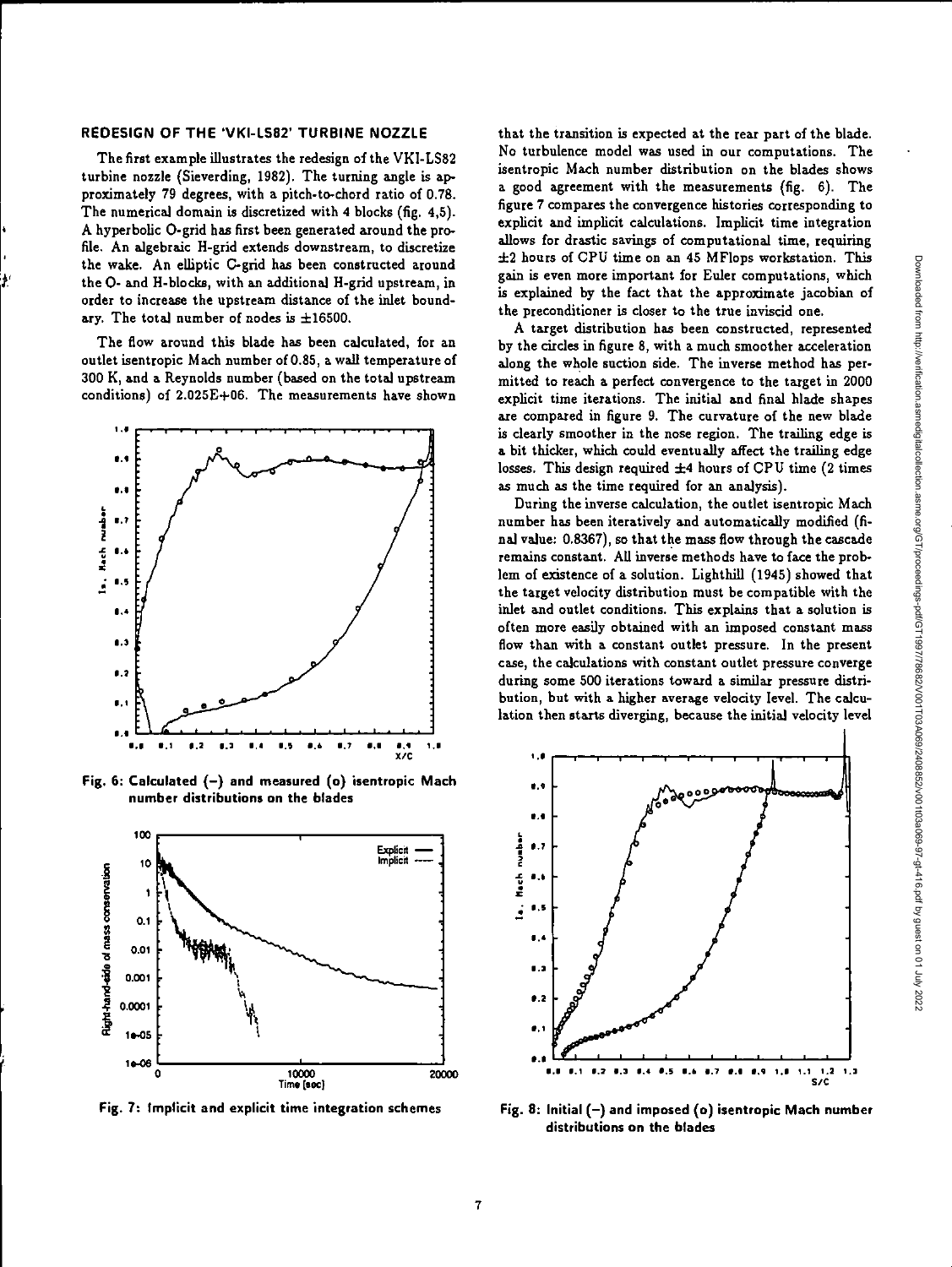## REDESIGN OF THE 'VKI-LS82' TURBINE NOZZLE

The first example illustrates the redesign of the VKI-LS82 turbine nozzle (Sieverding, 1982). The turning angle is approximately 79 degrees, with a pitch-to-chord ratio of 0.78. The numerical domain is discretized with 4 blocks (fig. 4,5). A hyperbolic O-grid has first been generated around the profile. An algebraic H-grid extends downstream, to discretize the wake. An elliptic C-grid has been constructed around the O- and H-blocks, with an additional H-grid upstream, in order to increase the upstream distance of the inlet boundary. The total number of nodes is ±16500.

The flow around this blade has been calculated, for an outlet isentropic Mach number of 0.85, a wall temperature of 300 K, and a Reynolds number (based on the total upstream conditions) of 2.025E+06. The measurements have shown that the transition is expected at the rear part of the blade. No turbulence model was used in our computations. The isentropic Mach number distribution on the blades shows a good agreement with the measurements (fig. 6). The figure 7 compares the convergence histories corresponding to explicit and implicit calculations. Implicit time integration allows for drastic savings of computational time, requiring ±2 hours of CPU time on an 45 MFlops workstation. This gain is even more important for Euler computations, which is explained by the fact that the approximate jacobian of the preconditioner is closer to the true inviscid one.

Fig. 6: Calculated (–) and measured (o) isentropic Mach number distributions on the blades

Fig. 7: Implicit and explicit time integration schemes

A target distribution has been constructed, represented by the circles in figure 8, with a much smoother acceleration along the whole suction side. The inverse method has permitted to reach a perfect convergence to the target in 2000 explicit time iterations. The initial and final blade shapes are compared in figure 9. The curvature of the new blade is clearly smoother in the nose region. The trailing edge is a bit thicker, which could eventually affect the trailing edge losses. This design required ±4 hours of CPU time (2 times as much as the time required for an analysis).

During the inverse calculation, the outlet isentropic Mach number has been iteratively and automatically modified (final value: 0.8367), so that the mass flow through the cascade remains constant. All inverse methods have to face the problem of existence of a solution. Lighthill (1945) showed that the target velocity distribution must be compatible with the inlet and outlet conditions. This explains that a solution is often more easily obtained with an imposed constant mass flow than with a constant outlet pressure. In the present case, the calculations with constant outlet pressure converge during some 500 iterations toward a similar pressure distribution, but with a higher average velocity level. The calculation then starts diverging, because the initial velocity level

Fig. 8: Initial (–) and imposed (o) isentropic Mach number distributions on the blades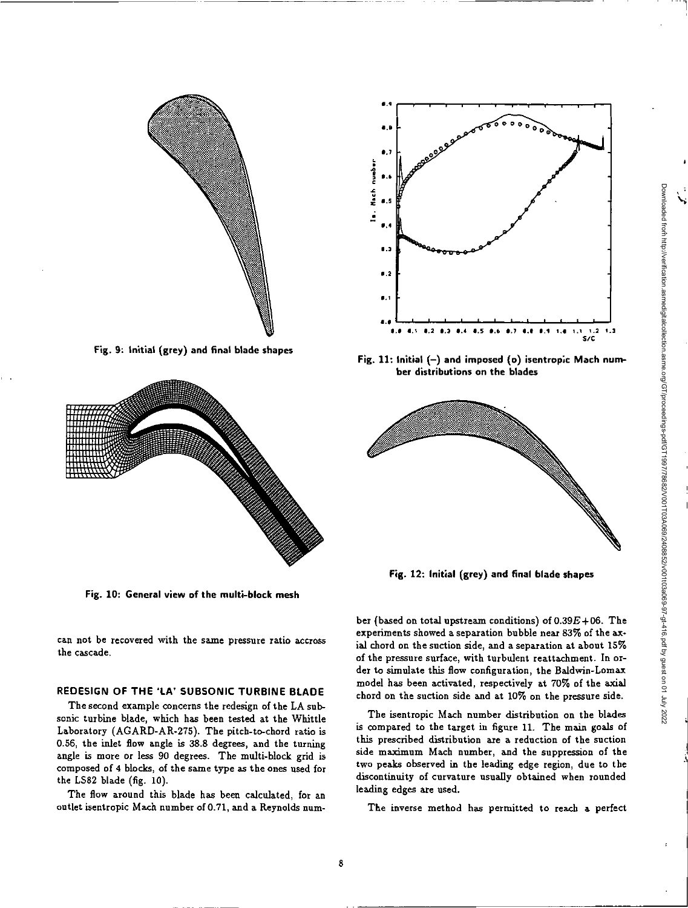Fig. 9: Initial (grey) and final blade shapes

Fig. 10: General view of the multi-block mesh

can not be recovered with the same pressure ratio accross the cascade.

## REDESIGN OF THE 'LA' SUBSONIC TURBINE BLADE

The second example concerns the redesign of the LA subsonic turbine blade, which has been tested at the Whittle Laboratory (AGARD-AR-275). The pitch-to-chord ratio is 0.56, the inlet flow angle is 38.8 degrees, and the turning angle is more or less 90 degrees. The multi-block grid is composed of 4 blocks, of the same type as the ones used for the LS82 blade (fig. 10).

The flow around this blade has been calculated, for an outlet isentropic Mach number of 0.71, and a Reynolds number (based on total upstream conditions) of $0.39E+06$. The experiments showed a separation bubble near 83% of the axial chord on the suction side, and a separation at about 15% of the pressure surface, with turbulent reattachment. In order to simulate this flow configuration, the Baldwin-Lomax model has been activated, respectively at 70% of the axial chord on the suction side and at 10% on the pressure side.

Fig. 11: Initial (–) and imposed (o) isentropic Mach number distributions on the blades

Fig. 12: Initial (grey) and final blade shapes

The isentropic Mach number distribution on the blades is compared to the target in figure 11. The main goals of this prescribed distribution are a reduction of the suction side maximum Mach number, and the suppression of the two peaks observed in the leading edge region, due to the discontinuity of curvature usually obtained when rounded leading edges are used.

The inverse method has permitted to reach a perfect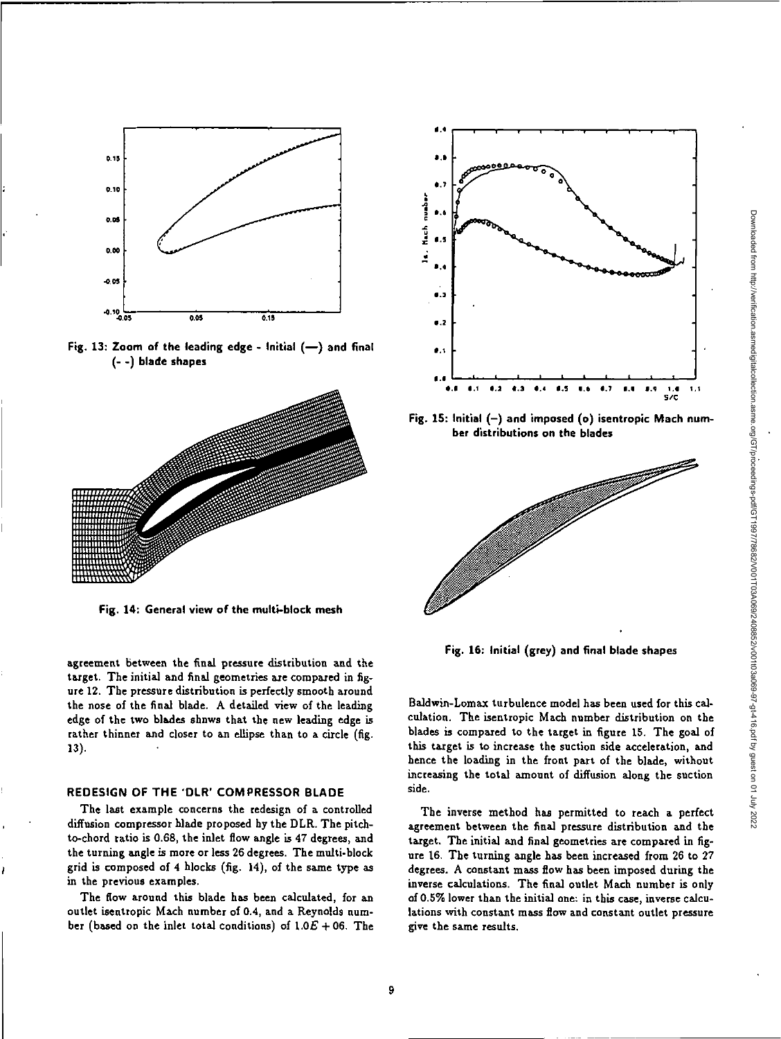Fig. 13: Zoom of the leading edge - Initial (—) and final (- -) blade shapes

Fig. 14: General view of the multi-block mesh

agreement between the final pressure distribution and the target. The initial and final geometries are compared in figure 12. The pressure distribution is perfectly smooth around the nose of the final blade. A detailed view of the leading edge of the two blades shows that the new leading edge is rather thinner and closer to an ellipse than to a circle (fig. 13).

## REDESIGN OF THE 'DLR' COMPRESSOR BLADE

The last example concerns the redesign of a controlled diffusion compressor blade proposed by the DLR. The pitch-to-chord ratio is 0.68, the inlet flow angle is 47 degrees, and the turning angle is more or less 26 degrees. The multi-block grid is composed of 4 blocks (fig. 14), of the same type as in the previous examples.

The flow around this blade has been calculated, for an outlet isentropic Mach number of 0.4, and a Reynolds number (based on the inlet total conditions) of $1.0E+06$. The Baldwin-Lomax turbulence model has been used for this calculation. The isentropic Mach number distribution on the blades is compared to the target in figure 15. The goal of this target is to increase the suction side acceleration, and hence the loading in the front part of the blade, without increasing the total amount of diffusion along the suction side.

Fig. 15: Initial (–) and imposed (o) isentropic Mach number distributions on the blades

Fig. 16: Initial (grey) and final blade shapes

The inverse method has permitted to reach a perfect agreement between the final pressure distribution and the target. The initial and final geometries are compared in figure 16. The turning angle has been increased from 26 to 27 degrees. A constant mass flow has been imposed during the inverse calculations. The final outlet Mach number is only of 0.5% lower than the initial one: in this case, inverse calculations with constant mass flow and constant outlet pressure give the same results.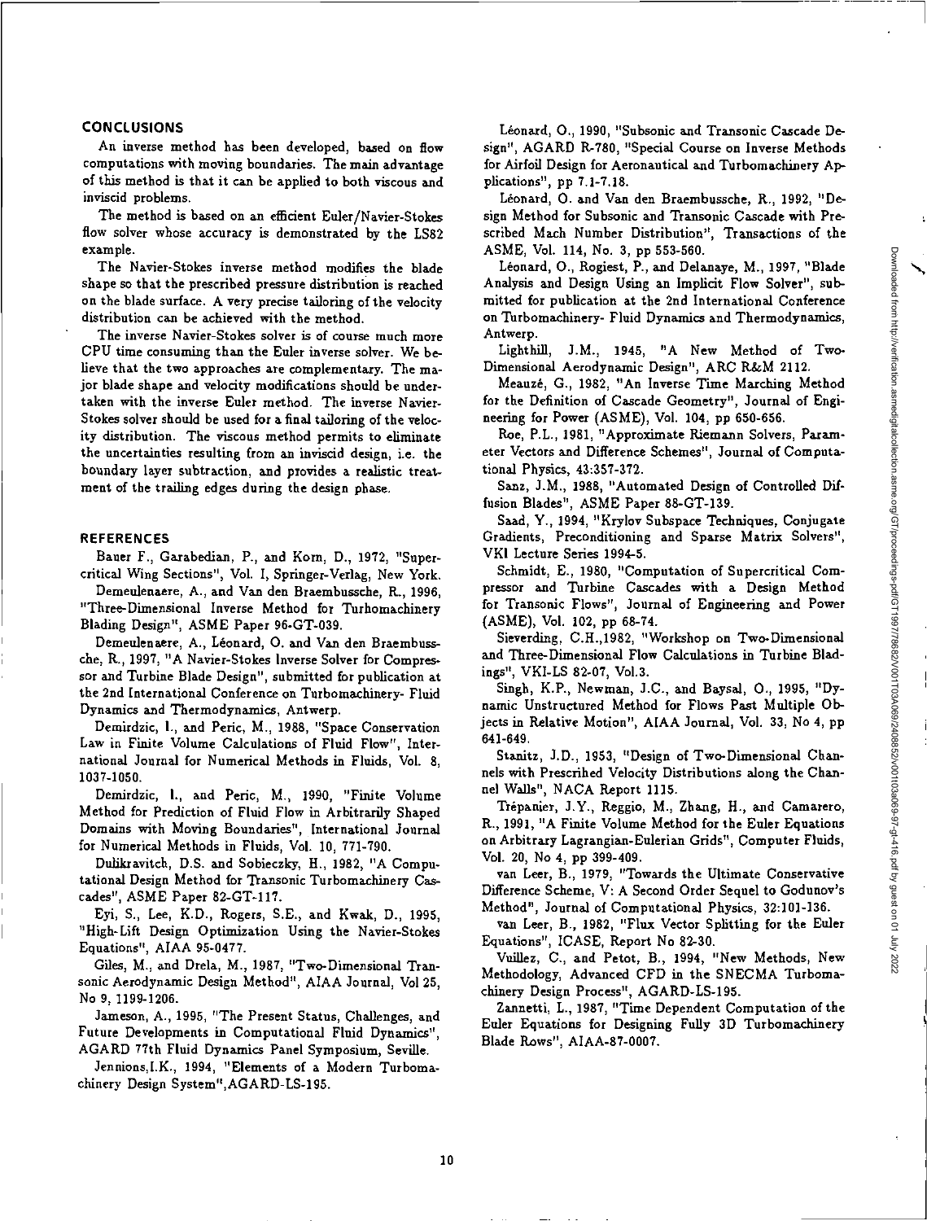## CONCLUSIONS

An inverse method has been developed, based on flow computations with moving boundaries. The main advantage of this method is that it can be applied to both viscous and inviscid problems.

The method is based on an efficient Euler/Navier-Stokes flow solver whose accuracy is demonstrated by the LS82 example.

The Navier-Stokes inverse method modifies the blade shape so that the prescribed pressure distribution is reached on the blade surface. A very precise tailoring of the velocity distribution can be achieved with the method.

The inverse Navier-Stokes solver is of course much more CPU time consuming than the Euler inverse solver. We believe that the two approaches are complementary. The major blade shape and velocity modifications should be undertaken with the inverse Euler method. The inverse Navier-Stokes solver should be used for a final tailoring of the velocity distribution. The viscous method permits to eliminate the uncertainties resulting from an inviscid design, i.e. the boundary layer subtraction, and provides a realistic treatment of the trailing edges during the design phase.

## REFERENCES

Bauer F., Garabedian, P., and Korn, D., 1972, "Supercritical Wing Sections", Vol. I, Springer-Verlag, New York.

Demeulenaere, A., and Van den Braembussche, R., 1996, "Three-Dimensional Inverse Method for Turbomachinery Blading Design", ASME Paper 96-GT-039.

Demeulenaere, A., Léonard, O. and Van den Braembussche, R., 1997, "A Navier-Stokes Inverse Solver for Compressor and Turbine Blade Design", submitted for publication at the 2nd International Conference on Turbomachinery- Fluid Dynamics and Thermodynamics, Antwerp.

Demirdzic, I., and Peric, M., 1988, "Space Conservation Law in Finite Volume Calculations of Fluid Flow", International Journal for Numerical Methods in Fluids, Vol. 8, 1037-1050.

Demirdzic, I., and Peric, M., 1990, "Finite Volume Method for Prediction of Fluid Flow in Arbitrarily Shaped Domains with Moving Boundaries", International Journal for Numerical Methods in Fluids, Vol. 10, 771-790.

Dulikravitch, D.S. and Sobieczky, H., 1982, "A Computational Design Method for Transonic Turbomachinery Cascades", ASME Paper 82-GT-117.

Eyi, S., Lee, K.D., Rogers, S.E., and Kwak, D., 1995, "High-Lift Design Optimization Using the Navier-Stokes Equations", AIAA 95-0477.

Giles, M., and Drela, M., 1987, "Two-Dimensional Transonic Aerodynamic Design Method", AIAA Journal, Vol 25, No 9, 1199-1206.

Jameson, A., 1995, "The Present Status, Challenges, and Future Developments in Computational Fluid Dynamics", AGARD 77th Fluid Dynamics Panel Symposium, Seville.

Jennions, I.K., 1994, "Elements of a Modern Turbomachinery Design System", AGARD-LS-195.

Léonard, O., 1990, "Subsonic and Transonic Cascade Design", AGARD R-780, "Special Course on Inverse Methods for Airfoil Design for Aeronautical and Turbomachinery Applications", pp 7.1-7.18.

Léonard, O. and Van den Braembussche, R., 1992, "Design Method for Subsonic and Transonic Cascade with Prescribed Mach Number Distribution", Transactions of the ASME, Vol. 114, No. 3, pp 553-560.

Léonard, O., Rogiest, P., and Delanaye, M., 1997, "Blade Analysis and Design Using an Implicit Flow Solver", submitted for publication at the 2nd International Conference on Turbomachinery- Fluid Dynamics and Thermodynamics, Antwerp.

Lighthill, J.M., 1945, "A New Method of Two-Dimensional Aerodynamic Design", ARC R&M 2112.

Meauzé, G., 1982, "An Inverse Time Marching Method for the Definition of Cascade Geometry", Journal of Engineering for Power (ASME), Vol. 104, pp 650-656.

Roe, P.L., 1981, "Approximate Riemann Solvers, Parameter Vectors and Difference Schemes", Journal of Computational Physics, 43:357-372.

Sanz, J.M., 1988, "Automated Design of Controlled Diffusion Blades", ASME Paper 88-GT-139.

Saad, Y., 1994, "Krylov Subspace Techniques, Conjugate Gradients, Preconditioning and Sparse Matrix Solvers", VKI Lecture Series 1994-5.

Schmidt, E., 1980, "Computation of Supercritical Compressor and Turbine Cascades with a Design Method for Transonic Flows", Journal of Engineering and Power (ASME), Vol. 102, pp 68-74.

Sieverding, C.H.,1982, "Workshop on Two-Dimensional and Three-Dimensional Flow Calculations in Turbine Bladings", VKI-LS 82-07, Vol.3.

Singh, K.P., Newman, J.C., and Baysal, O., 1995, "Dynamic Unstructured Method for Flows Past Multiple Objects in Relative Motion", AIAA Journal, Vol. 33, No 4, pp 641-649.

Stanitz, J.D., 1953, "Design of Two-Dimensional Channels with Prescribed Velocity Distributions along the Channel Walls", NACA Report 1115.

Trépanier, J.Y., Reggio, M., Zhang, H., and Camarero, R., 1991, "A Finite Volume Method for the Euler Equations on Arbitrary Lagrangian-Eulerian Grids", Computer Fluids, Vol. 20, No 4, pp 399-409.

van Leer, B., 1979, "Towards the Ultimate Conservative Difference Scheme, V: A Second Order Sequel to Godunov's Method", Journal of Computational Physics, 32:101-136.

van Leer, B., 1982, "Flux Vector Splitting for the Euler Equations", ICASE, Report No 82-30.

Vuillez, C., and Petot, B., 1994, "New Methods, New Methodology, Advanced CFD in the SNECMA Turbomachinery Design Process", AGARD-LS-195.

Zannetti, L., 1987, "Time Dependent Computation of the Euler Equations for Designing Fully 3D Turbomachinery Blade Rows", AIAA-87-0007.